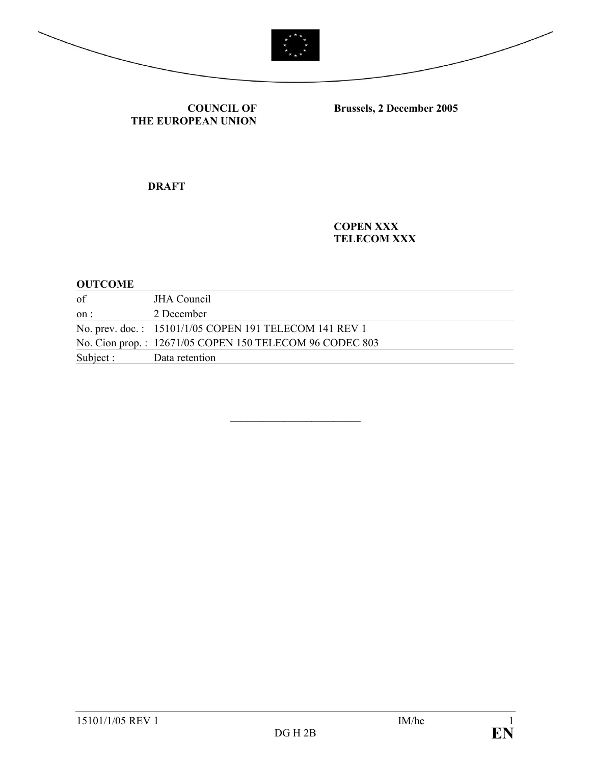**COUNCIL OF THE EUROPEAN UNION**

**Brussels, 2 December 2005**

**DRAFT**

**COPEN XXX**
**TELECOM XXX**

**OUTCOME**

| | |
|---|---|
| of | JHA Council |
| on : | 2 December |
| No. prev. doc. : | 15101/1/05 COPEN 191 TELECOM 141 REV 1 |
| No. Cion prop. : | 12671/05 COPEN 150 TELECOM 96 CODEC 803 |
| Subject : | Data retention |

---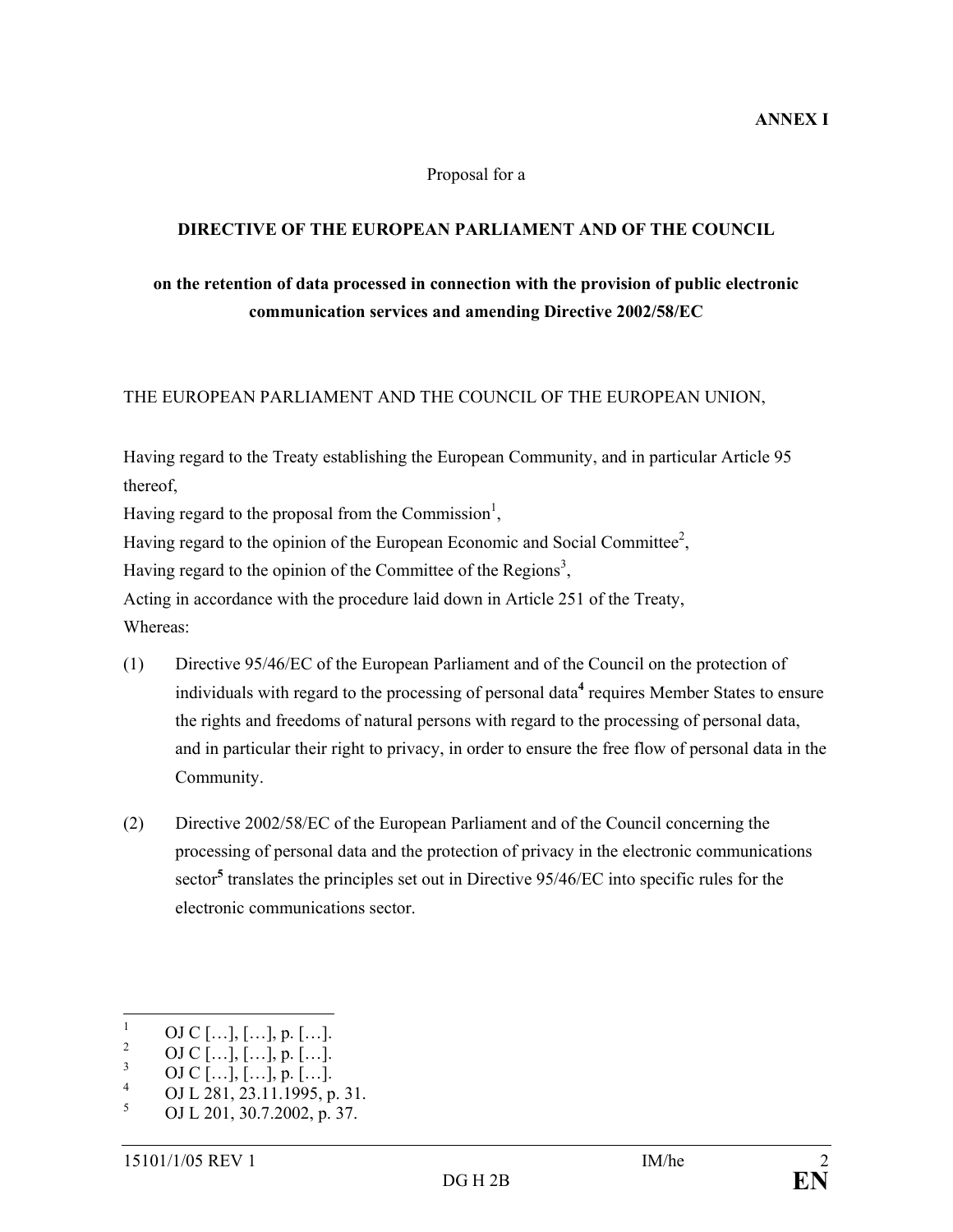**ANNEX I**

Proposal for a

**DIRECTIVE OF THE EUROPEAN PARLIAMENT AND OF THE COUNCIL**

**on the retention of data processed in connection with the provision of public electronic communication services and amending Directive 2002/58/EC**

THE EUROPEAN PARLIAMENT AND THE COUNCIL OF THE EUROPEAN UNION,

Having regard to the Treaty establishing the European Community, and in particular Article 95 thereof,

Having regard to the proposal from the Commission[1],

Having regard to the opinion of the European Economic and Social Committee[2],

Having regard to the opinion of the Committee of the Regions[3],

Acting in accordance with the procedure laid down in Article 251 of the Treaty,

Whereas:

(1) Directive 95/46/EC of the European Parliament and of the Council on the protection of individuals with regard to the processing of personal data[4] requires Member States to ensure the rights and freedoms of natural persons with regard to the processing of personal data, and in particular their right to privacy, in order to ensure the free flow of personal data in the Community.

(2) Directive 2002/58/EC of the European Parliament and of the Council concerning the processing of personal data and the protection of privacy in the electronic communications sector[5] translates the principles set out in Directive 95/46/EC into specific rules for the electronic communications sector.

---

[1] OJ C […], […], p. […].

[2] OJ C […], […], p. […].

[3] OJ C […], […], p. […].

[4] OJ L 281, 23.11.1995, p. 31.

[5] OJ L 201, 30.7.2002, p. 37.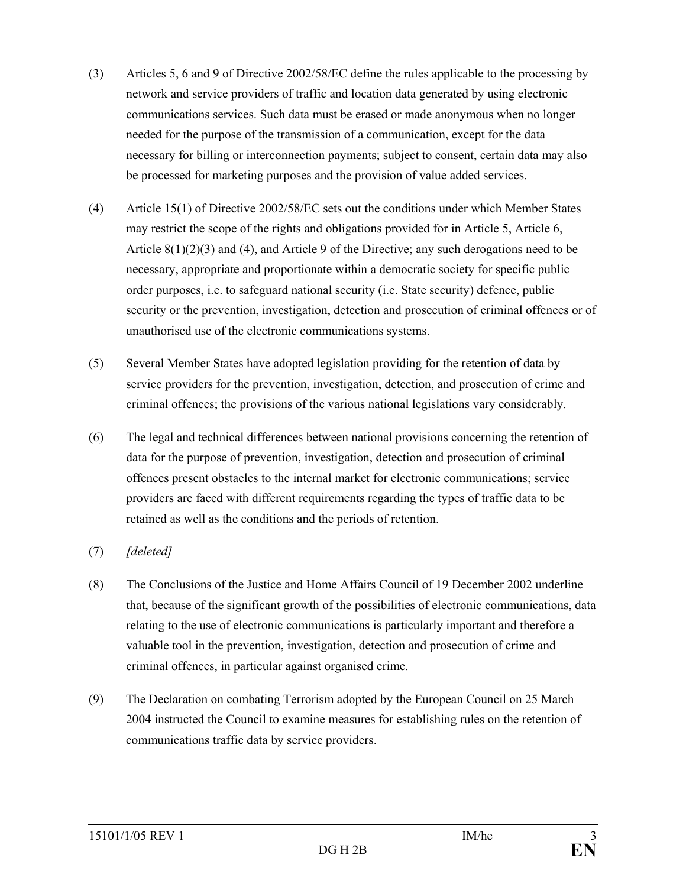(3) Articles 5, 6 and 9 of Directive 2002/58/EC define the rules applicable to the processing by network and service providers of traffic and location data generated by using electronic communications services. Such data must be erased or made anonymous when no longer needed for the purpose of the transmission of a communication, except for the data necessary for billing or interconnection payments; subject to consent, certain data may also be processed for marketing purposes and the provision of value added services.

(4) Article 15(1) of Directive 2002/58/EC sets out the conditions under which Member States may restrict the scope of the rights and obligations provided for in Article 5, Article 6, Article 8(1)(2)(3) and (4), and Article 9 of the Directive; any such derogations need to be necessary, appropriate and proportionate within a democratic society for specific public order purposes, i.e. to safeguard national security (i.e. State security) defence, public security or the prevention, investigation, detection and prosecution of criminal offences or of unauthorised use of the electronic communications systems.

(5) Several Member States have adopted legislation providing for the retention of data by service providers for the prevention, investigation, detection, and prosecution of crime and criminal offences; the provisions of the various national legislations vary considerably.

(6) The legal and technical differences between national provisions concerning the retention of data for the purpose of prevention, investigation, detection and prosecution of criminal offences present obstacles to the internal market for electronic communications; service providers are faced with different requirements regarding the types of traffic data to be retained as well as the conditions and the periods of retention.

(7) *[deleted]*

(8) The Conclusions of the Justice and Home Affairs Council of 19 December 2002 underline that, because of the significant growth of the possibilities of electronic communications, data relating to the use of electronic communications is particularly important and therefore a valuable tool in the prevention, investigation, detection and prosecution of crime and criminal offences, in particular against organised crime.

(9) The Declaration on combating Terrorism adopted by the European Council on 25 March 2004 instructed the Council to examine measures for establishing rules on the retention of communications traffic data by service providers.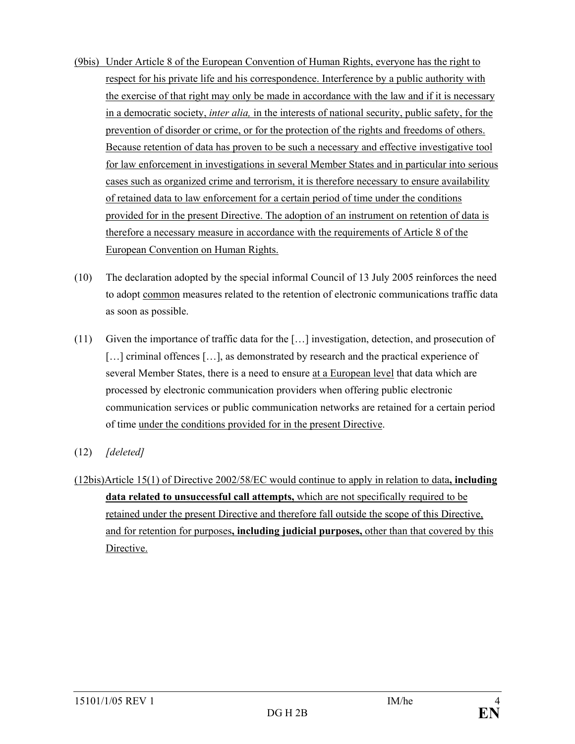(9bis) Under Article 8 of the European Convention of Human Rights, everyone has the right to respect for his private life and his correspondence. Interference by a public authority with the exercise of that right may only be made in accordance with the law and if it is necessary in a democratic society, *inter alia,* in the interests of national security, public safety, for the prevention of disorder or crime, or for the protection of the rights and freedoms of others. Because retention of data has proven to be such a necessary and effective investigative tool for law enforcement in investigations in several Member States and in particular into serious cases such as organized crime and terrorism, it is therefore necessary to ensure availability of retained data to law enforcement for a certain period of time under the conditions provided for in the present Directive. The adoption of an instrument on retention of data is therefore a necessary measure in accordance with the requirements of Article 8 of the European Convention on Human Rights.

(10) The declaration adopted by the special informal Council of 13 July 2005 reinforces the need to adopt common measures related to the retention of electronic communications traffic data as soon as possible.

(11) Given the importance of traffic data for the […] investigation, detection, and prosecution of […] criminal offences […], as demonstrated by research and the practical experience of several Member States, there is a need to ensure at a European level that data which are processed by electronic communication providers when offering public electronic communication services or public communication networks are retained for a certain period of time under the conditions provided for in the present Directive.

(12) *[deleted]*

(12bis) Article 15(1) of Directive 2002/58/EC would continue to apply in relation to data**, including data related to unsuccessful call attempts,** which are not specifically required to be retained under the present Directive and therefore fall outside the scope of this Directive, and for retention for purposes**, including judicial purposes,** other than that covered by this Directive.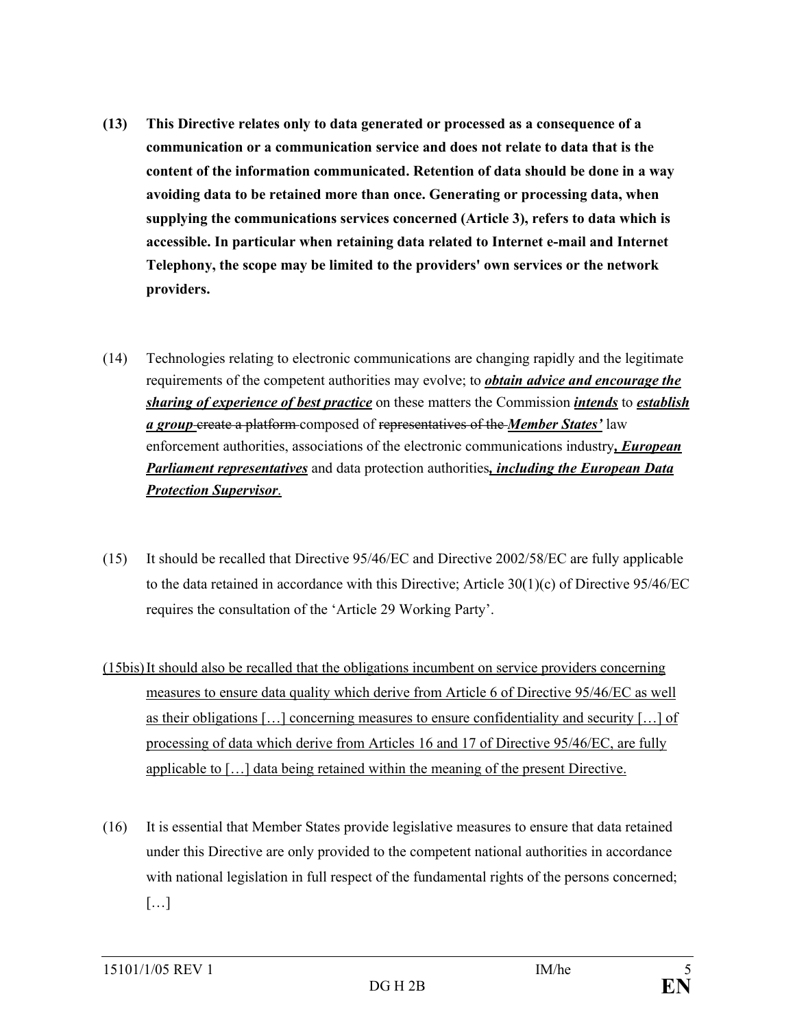**(13) This Directive relates only to data generated or processed as a consequence of a communication or a communication service and does not relate to data that is the content of the information communicated. Retention of data should be done in a way avoiding data to be retained more than once. Generating or processing data, when supplying the communications services concerned (Article 3), refers to data which is accessible. In particular when retaining data related to Internet e-mail and Internet Telephony, the scope may be limited to the providers' own services or the network providers.**

(14) Technologies relating to electronic communications are changing rapidly and the legitimate requirements of the competent authorities may evolve; to ***obtain advice and encourage the sharing of experience of best practice*** on these matters the Commission ***intends*** to ***establish a group*** ~~create a platform~~ composed of ~~representatives of the~~ ***Member States'*** law enforcement authorities, associations of the electronic communications industry***, European Parliament representatives*** and data protection authorities***, including the European Data Protection Supervisor***.

(15) It should be recalled that Directive 95/46/EC and Directive 2002/58/EC are fully applicable to the data retained in accordance with this Directive; Article 30(1)(c) of Directive 95/46/EC requires the consultation of the 'Article 29 Working Party'.

(15bis) It should also be recalled that the obligations incumbent on service providers concerning measures to ensure data quality which derive from Article 6 of Directive 95/46/EC as well as their obligations […] concerning measures to ensure confidentiality and security […] of processing of data which derive from Articles 16 and 17 of Directive 95/46/EC, are fully applicable to […] data being retained within the meaning of the present Directive.

(16) It is essential that Member States provide legislative measures to ensure that data retained under this Directive are only provided to the competent national authorities in accordance with national legislation in full respect of the fundamental rights of the persons concerned; […]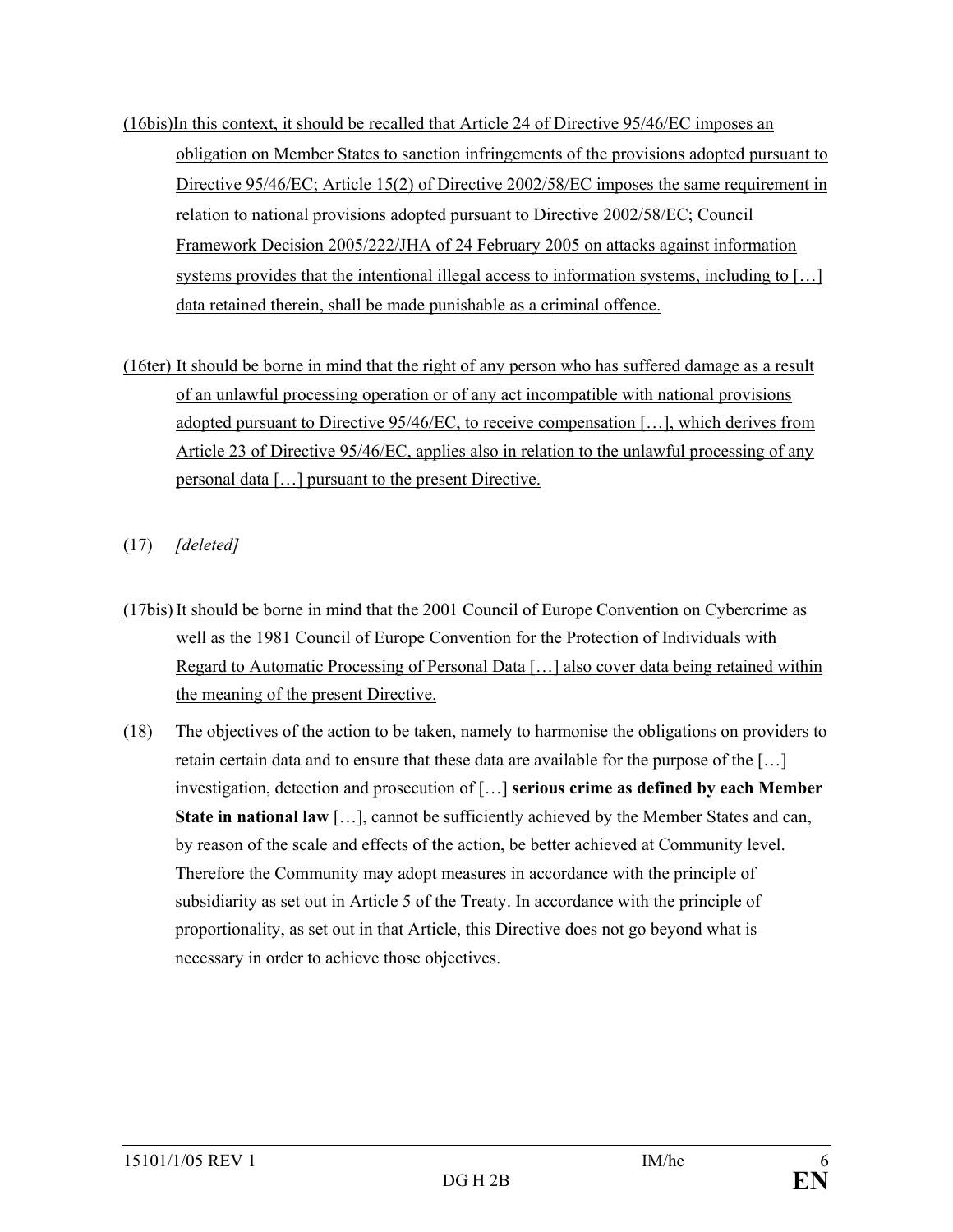(16bis) In this context, it should be recalled that Article 24 of Directive 95/46/EC imposes an obligation on Member States to sanction infringements of the provisions adopted pursuant to Directive 95/46/EC; Article 15(2) of Directive 2002/58/EC imposes the same requirement in relation to national provisions adopted pursuant to Directive 2002/58/EC; Council Framework Decision 2005/222/JHA of 24 February 2005 on attacks against information systems provides that the intentional illegal access to information systems, including to […] data retained therein, shall be made punishable as a criminal offence.

(16ter) It should be borne in mind that the right of any person who has suffered damage as a result of an unlawful processing operation or of any act incompatible with national provisions adopted pursuant to Directive 95/46/EC, to receive compensation […], which derives from Article 23 of Directive 95/46/EC, applies also in relation to the unlawful processing of any personal data […] pursuant to the present Directive.

(17) *[deleted]*

(17bis) It should be borne in mind that the 2001 Council of Europe Convention on Cybercrime as well as the 1981 Council of Europe Convention for the Protection of Individuals with Regard to Automatic Processing of Personal Data […] also cover data being retained within the meaning of the present Directive.

(18) The objectives of the action to be taken, namely to harmonise the obligations on providers to retain certain data and to ensure that these data are available for the purpose of the […] investigation, detection and prosecution of […] **serious crime as defined by each Member State in national law** […], cannot be sufficiently achieved by the Member States and can, by reason of the scale and effects of the action, be better achieved at Community level. Therefore the Community may adopt measures in accordance with the principle of subsidiarity as set out in Article 5 of the Treaty. In accordance with the principle of proportionality, as set out in that Article, this Directive does not go beyond what is necessary in order to achieve those objectives.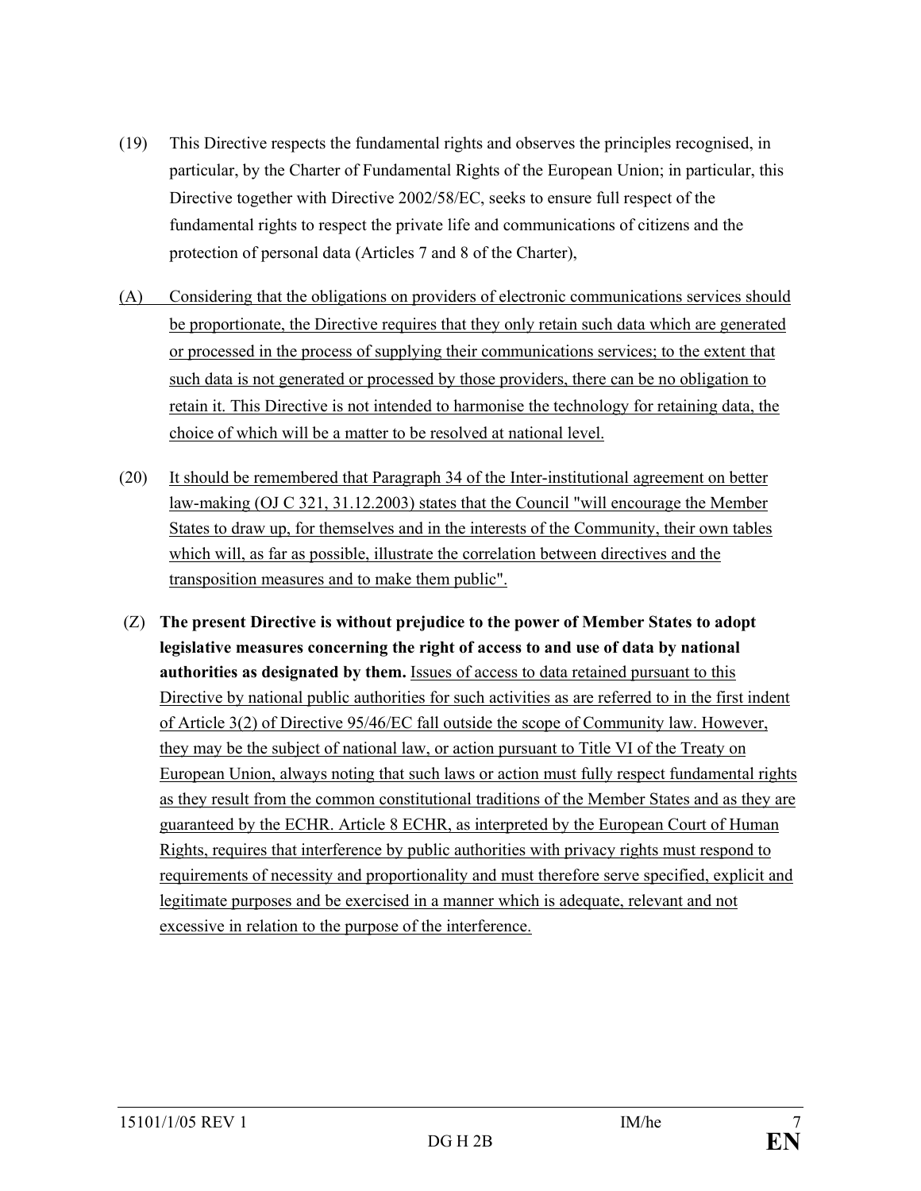(19) This Directive respects the fundamental rights and observes the principles recognised, in particular, by the Charter of Fundamental Rights of the European Union; in particular, this Directive together with Directive 2002/58/EC, seeks to ensure full respect of the fundamental rights to respect the private life and communications of citizens and the protection of personal data (Articles 7 and 8 of the Charter),

(A) Considering that the obligations on providers of electronic communications services should be proportionate, the Directive requires that they only retain such data which are generated or processed in the process of supplying their communications services; to the extent that such data is not generated or processed by those providers, there can be no obligation to retain it. This Directive is not intended to harmonise the technology for retaining data, the choice of which will be a matter to be resolved at national level.

(20) It should be remembered that Paragraph 34 of the Inter-institutional agreement on better law-making (OJ C 321, 31.12.2003) states that the Council "will encourage the Member States to draw up, for themselves and in the interests of the Community, their own tables which will, as far as possible, illustrate the correlation between directives and the transposition measures and to make them public".

(Z) **The present Directive is without prejudice to the power of Member States to adopt legislative measures concerning the right of access to and use of data by national authorities as designated by them.** Issues of access to data retained pursuant to this Directive by national public authorities for such activities as are referred to in the first indent of Article 3(2) of Directive 95/46/EC fall outside the scope of Community law. However, they may be the subject of national law, or action pursuant to Title VI of the Treaty on European Union, always noting that such laws or action must fully respect fundamental rights as they result from the common constitutional traditions of the Member States and as they are guaranteed by the ECHR. Article 8 ECHR, as interpreted by the European Court of Human Rights, requires that interference by public authorities with privacy rights must respond to requirements of necessity and proportionality and must therefore serve specified, explicit and legitimate purposes and be exercised in a manner which is adequate, relevant and not excessive in relation to the purpose of the interference.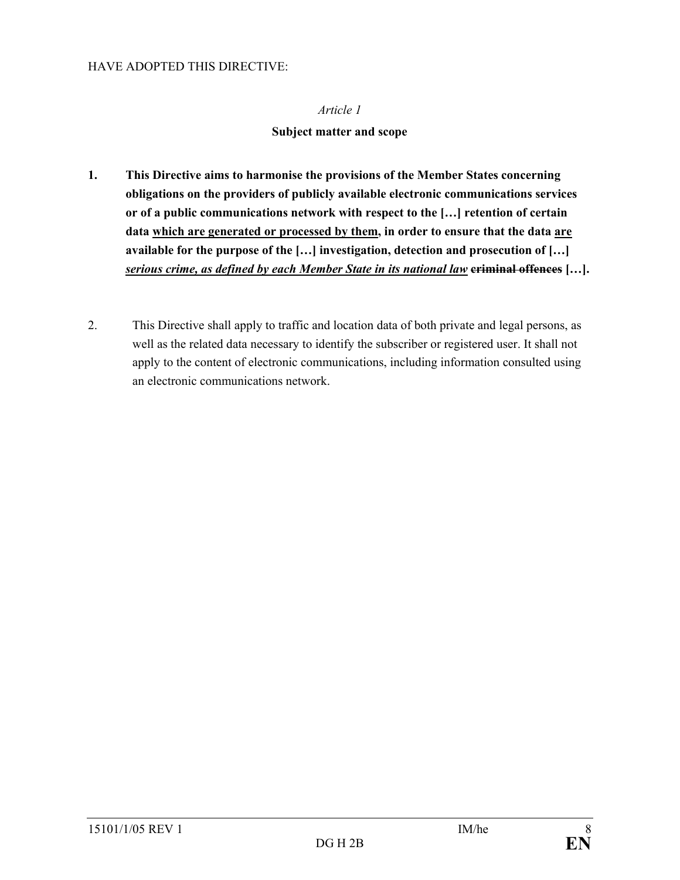HAVE ADOPTED THIS DIRECTIVE:

*Article 1*

**Subject matter and scope**

1. **This Directive aims to harmonise the provisions of the Member States concerning obligations on the providers of publicly available electronic communications services or of a public communications network with respect to the […] retention of certain data <u>which are generated or processed by them</u>, in order to ensure that the data <u>are</u> available for the purpose of the […] investigation, detection and prosecution of […] <u>*serious crime, as defined by each Member State in its national law*</u> ~~criminal offences~~ […].**

2. This Directive shall apply to traffic and location data of both private and legal persons, as well as the related data necessary to identify the subscriber or registered user. It shall not apply to the content of electronic communications, including information consulted using an electronic communications network.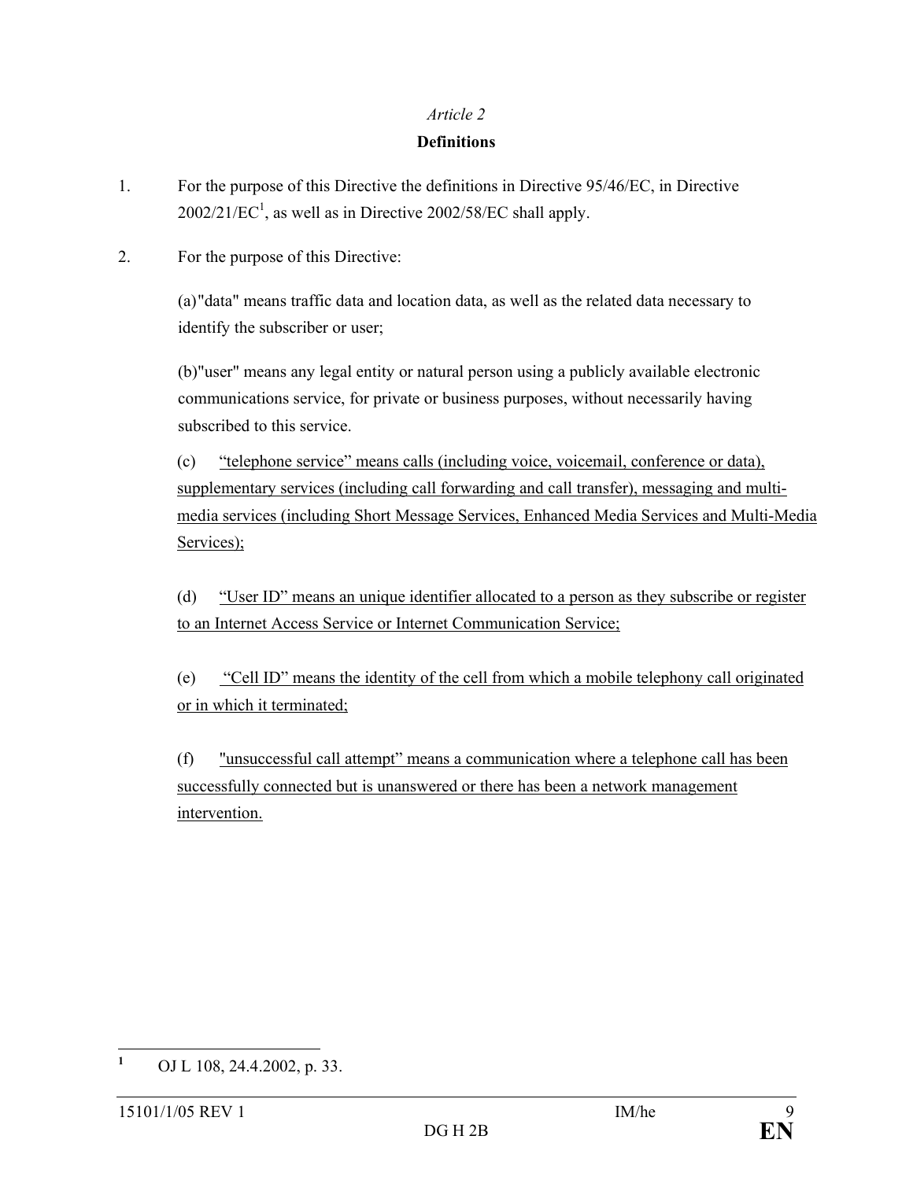*Article 2*

**Definitions**

1. For the purpose of this Directive the definitions in Directive 95/46/EC, in Directive 2002/21/EC[1], as well as in Directive 2002/58/EC shall apply.

2. For the purpose of this Directive:

   (a)"data" means traffic data and location data, as well as the related data necessary to identify the subscriber or user;

   (b)"user" means any legal entity or natural person using a publicly available electronic communications service, for private or business purposes, without necessarily having subscribed to this service.

   (c) <u>“telephone service” means calls (including voice, voicemail, conference or data), supplementary services (including call forwarding and call transfer), messaging and multi-media services (including Short Message Services, Enhanced Media Services and Multi-Media Services);</u>

   (d) <u>“User ID” means an unique identifier allocated to a person as they subscribe or register to an Internet Access Service or Internet Communication Service;</u>

   (e) <u>“Cell ID” means the identity of the cell from which a mobile telephony call originated or in which it terminated;</u>

   (f) <u>"unsuccessful call attempt” means a communication where a telephone call has been successfully connected but is unanswered or there has been a network management intervention.</u>

---

[1] OJ L 108, 24.4.2002, p. 33.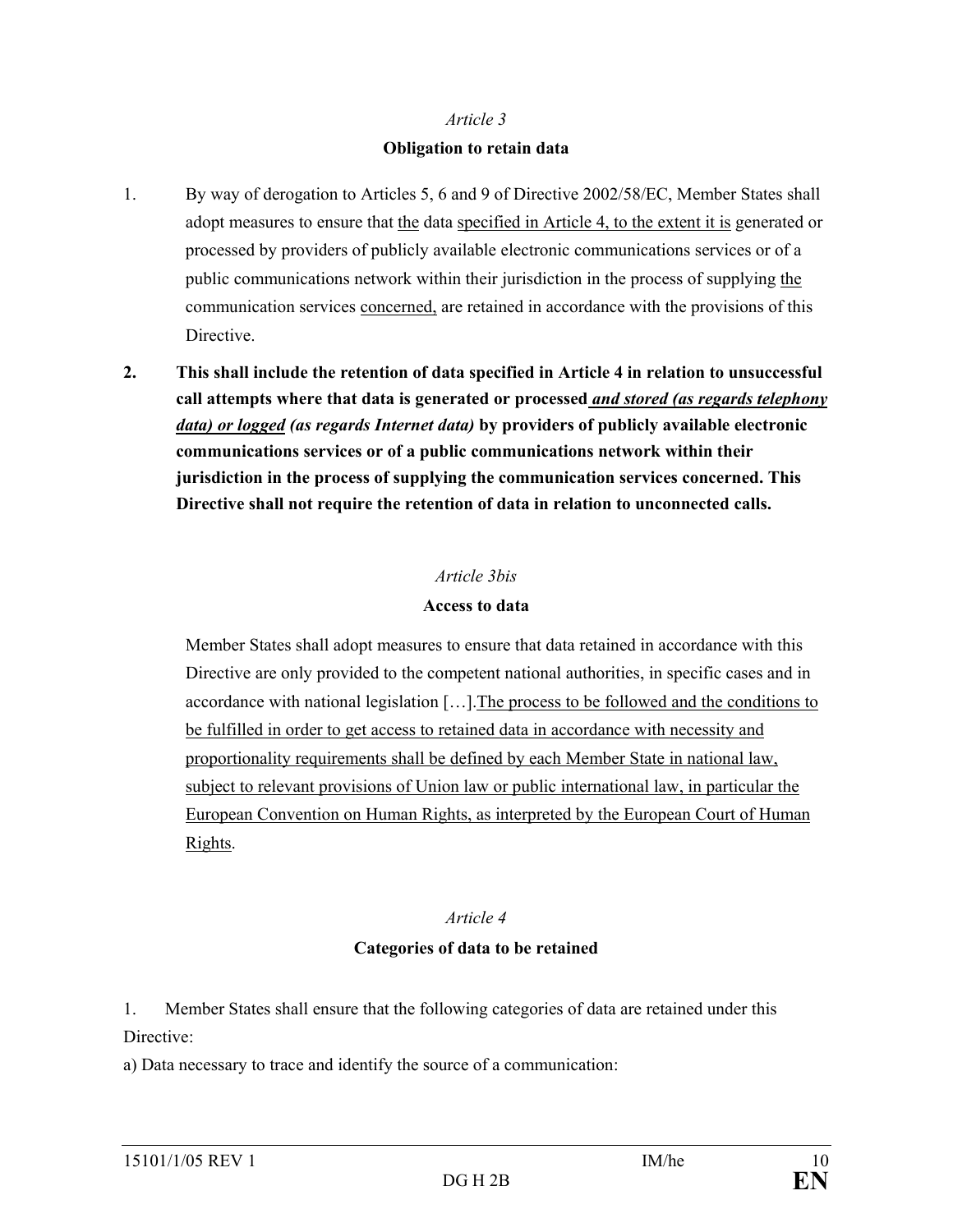*Article 3*

**Obligation to retain data**

1. By way of derogation to Articles 5, 6 and 9 of Directive 2002/58/EC, Member States shall adopt measures to ensure that <u>the</u> data <u>specified in Article 4, to the extent it is</u> generated or processed by providers of publicly available electronic communications services or of a public communications network within their jurisdiction in the process of supplying <u>the</u> communication services <u>concerned,</u> are retained in accordance with the provisions of this Directive.

**2. This shall include the retention of data specified in Article 4 in relation to unsuccessful call attempts where that data is generated or processed <u>*and stored (as regards telephony data) or logged*</u> *(as regards Internet data)* by providers of publicly available electronic communications services or of a public communications network within their jurisdiction in the process of supplying the communication services concerned. This Directive shall not require the retention of data in relation to unconnected calls.**

*Article 3bis*

**Access to data**

Member States shall adopt measures to ensure that data retained in accordance with this Directive are only provided to the competent national authorities, in specific cases and in accordance with national legislation […].<u>The process to be followed and the conditions to be fulfilled in order to get access to retained data in accordance with necessity and proportionality requirements shall be defined by each Member State in national law, subject to relevant provisions of Union law or public international law, in particular the European Convention on Human Rights, as interpreted by the European Court of Human Rights</u>.

*Article 4*

**Categories of data to be retained**

1. Member States shall ensure that the following categories of data are retained under this Directive:

a) Data necessary to trace and identify the source of a communication: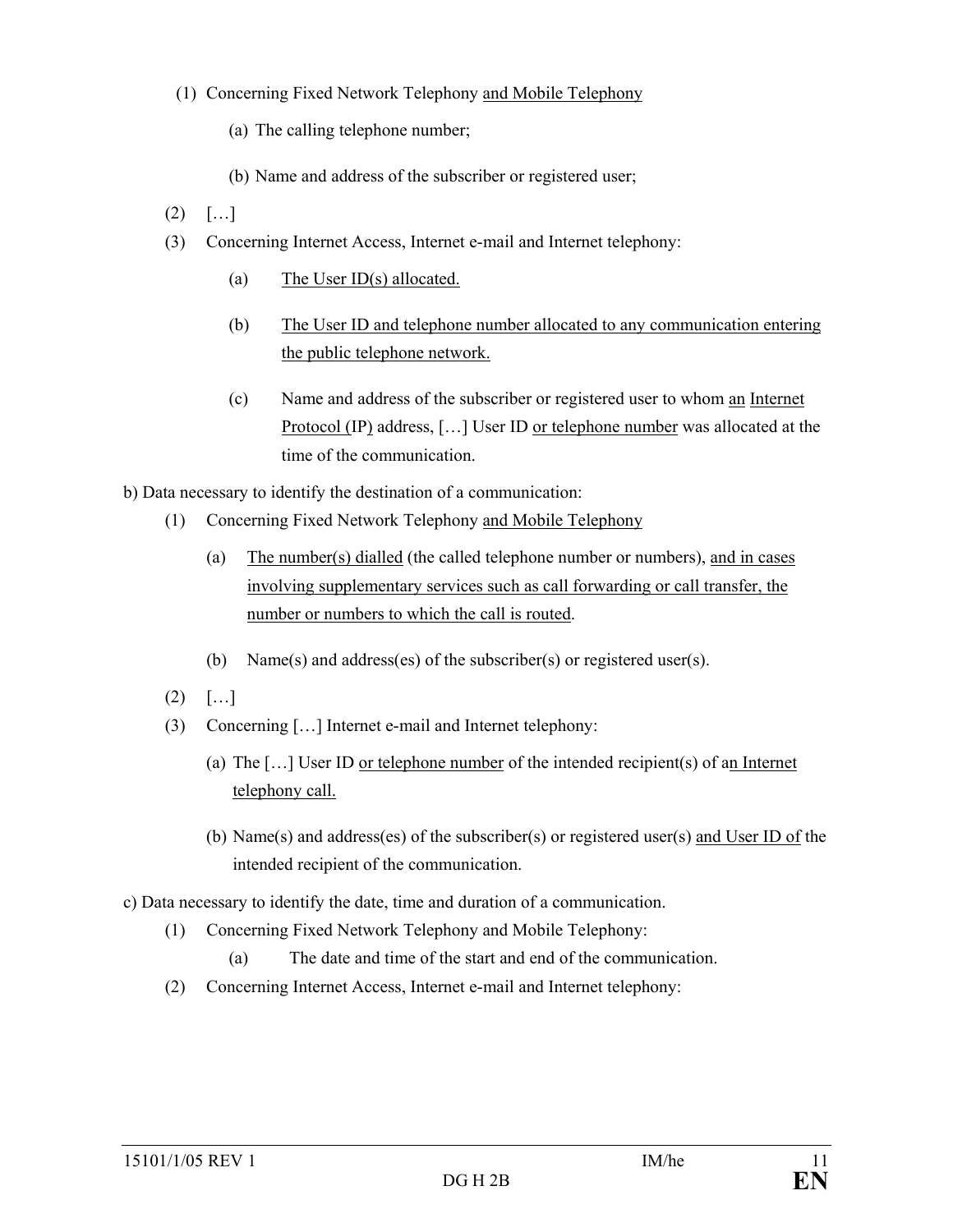(1) Concerning Fixed Network Telephony <u>and Mobile Telephony</u>

  (a) The calling telephone number;

  (b) Name and address of the subscriber or registered user;

(2) […]

(3) Concerning Internet Access, Internet e-mail and Internet telephony:

  (a) <u>The User ID(s) allocated.</u>

  (b) <u>The User ID and telephone number allocated to any communication entering the public telephone network.</u>

  (c) Name and address of the subscriber or registered user to whom <u>an</u> <u>Internet Protocol (IP)</u> address, […] User ID <u>or telephone number</u> was allocated at the time of the communication.

b) Data necessary to identify the destination of a communication:

(1) Concerning Fixed Network Telephony <u>and Mobile Telephony</u>

  (a) <u>The number(s) dialled</u> (the called telephone number or numbers), <u>and in cases involving supplementary services such as call forwarding or call transfer, the number or numbers to which the call is routed</u>.

  (b) Name(s) and address(es) of the subscriber(s) or registered user(s).

(2) […]

(3) Concerning […] Internet e-mail and Internet telephony:

  (a) The […] User ID <u>or telephone number</u> of the intended recipient(s) of a<u>n Internet telephony call.</u>

  (b) Name(s) and address(es) of the subscriber(s) or registered user(s) <u>and User ID of</u> the intended recipient of the communication.

c) Data necessary to identify the date, time and duration of a communication.

(1) Concerning Fixed Network Telephony and Mobile Telephony:

  (a) The date and time of the start and end of the communication.

(2) Concerning Internet Access, Internet e-mail and Internet telephony: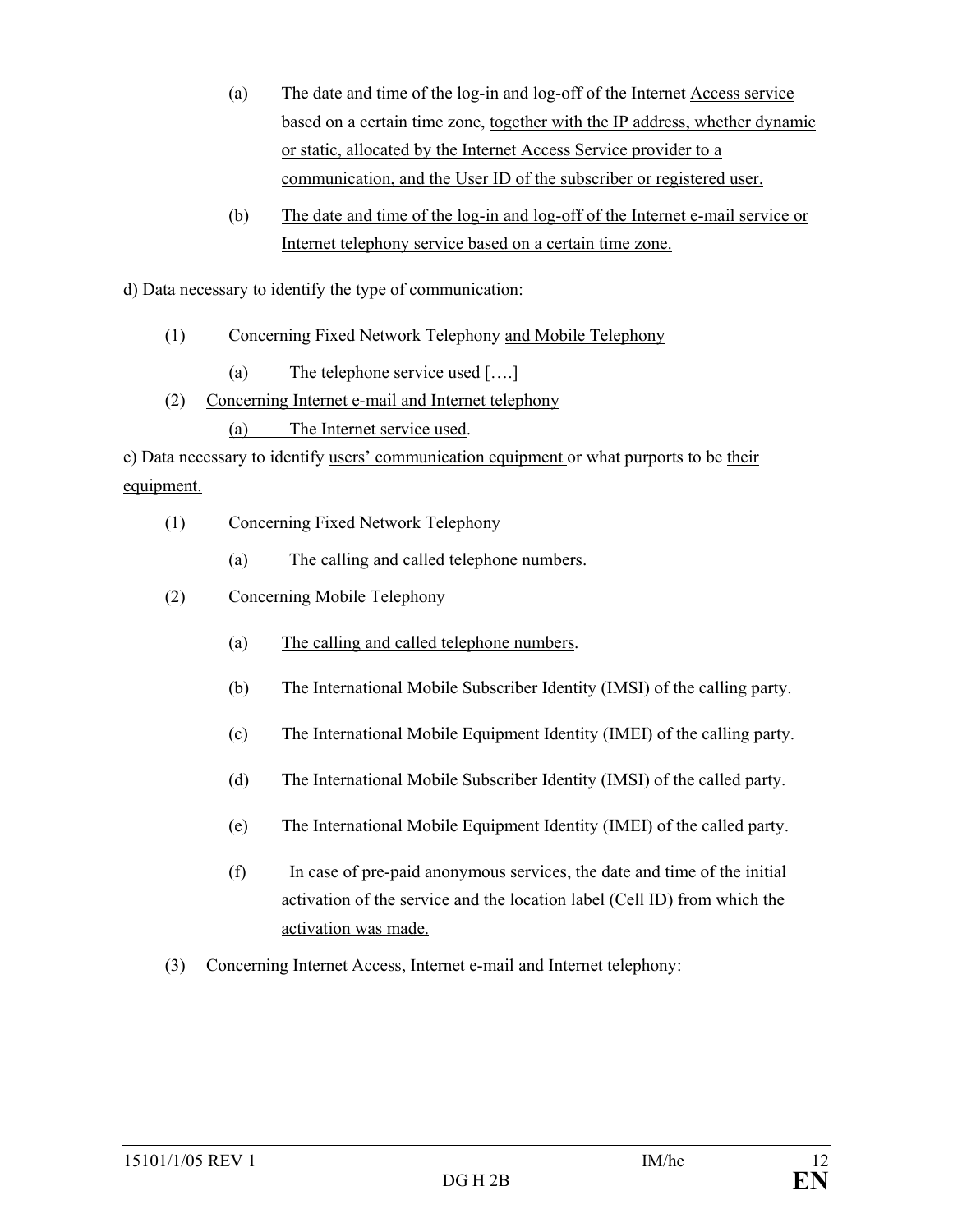(a) The date and time of the log-in and log-off of the Internet Access service based on a certain time zone, together with the IP address, whether dynamic or static, allocated by the Internet Access Service provider to a communication, and the User ID of the subscriber or registered user.

(b) The date and time of the log-in and log-off of the Internet e-mail service or Internet telephony service based on a certain time zone.

d) Data necessary to identify the type of communication:

(1) Concerning Fixed Network Telephony and Mobile Telephony

(a) The telephone service used [….]

(2) Concerning Internet e-mail and Internet telephony

(a) The Internet service used.

e) Data necessary to identify users' communication equipment or what purports to be their equipment.

(1) Concerning Fixed Network Telephony

(a) The calling and called telephone numbers.

(2) Concerning Mobile Telephony

(a) The calling and called telephone numbers.

(b) The International Mobile Subscriber Identity (IMSI) of the calling party.

(c) The International Mobile Equipment Identity (IMEI) of the calling party.

(d) The International Mobile Subscriber Identity (IMSI) of the called party.

(e) The International Mobile Equipment Identity (IMEI) of the called party.

(f) In case of pre-paid anonymous services, the date and time of the initial activation of the service and the location label (Cell ID) from which the activation was made.

(3) Concerning Internet Access, Internet e-mail and Internet telephony: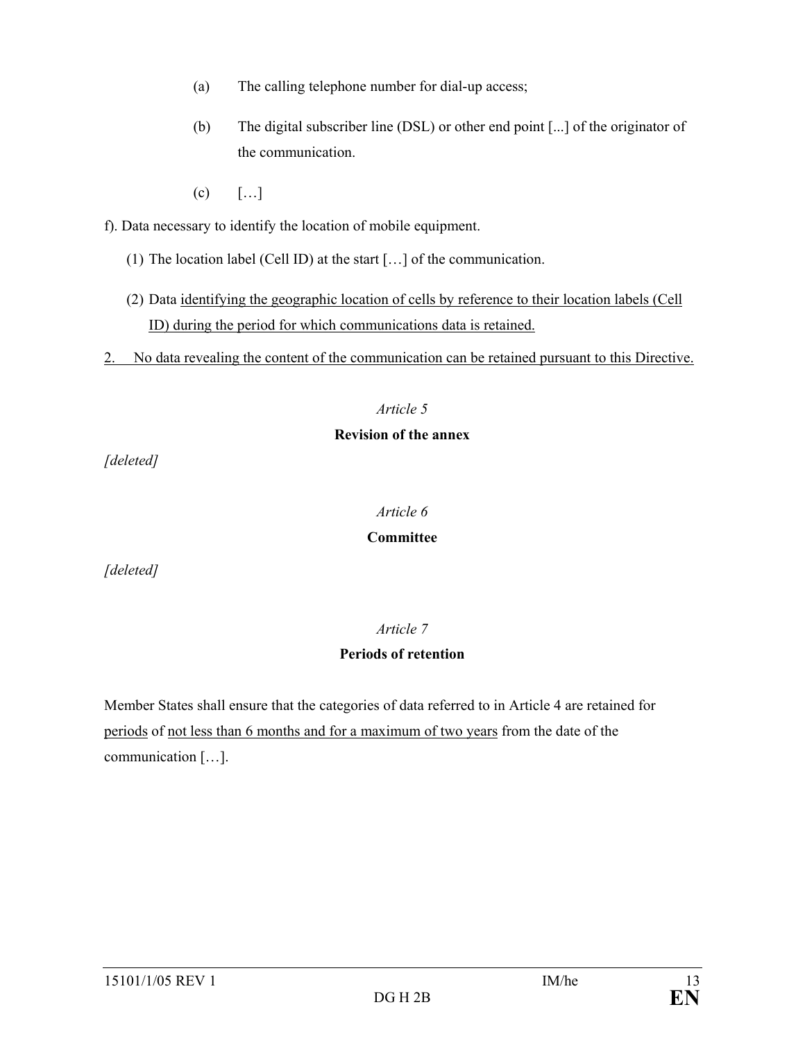(a) The calling telephone number for dial-up access;

(b) The digital subscriber line (DSL) or other end point [...] of the originator of the communication.

(c) […]

f). Data necessary to identify the location of mobile equipment.

(1) The location label (Cell ID) at the start […] of the communication.

(2) Data identifying the geographic location of cells by reference to their location labels (Cell ID) during the period for which communications data is retained.

2. No data revealing the content of the communication can be retained pursuant to this Directive.

*Article 5*

**Revision of the annex**

*[deleted]*

*Article 6*

**Committee**

*[deleted]*

*Article 7*

**Periods of retention**

Member States shall ensure that the categories of data referred to in Article 4 are retained for periods of not less than 6 months and for a maximum of two years from the date of the communication […].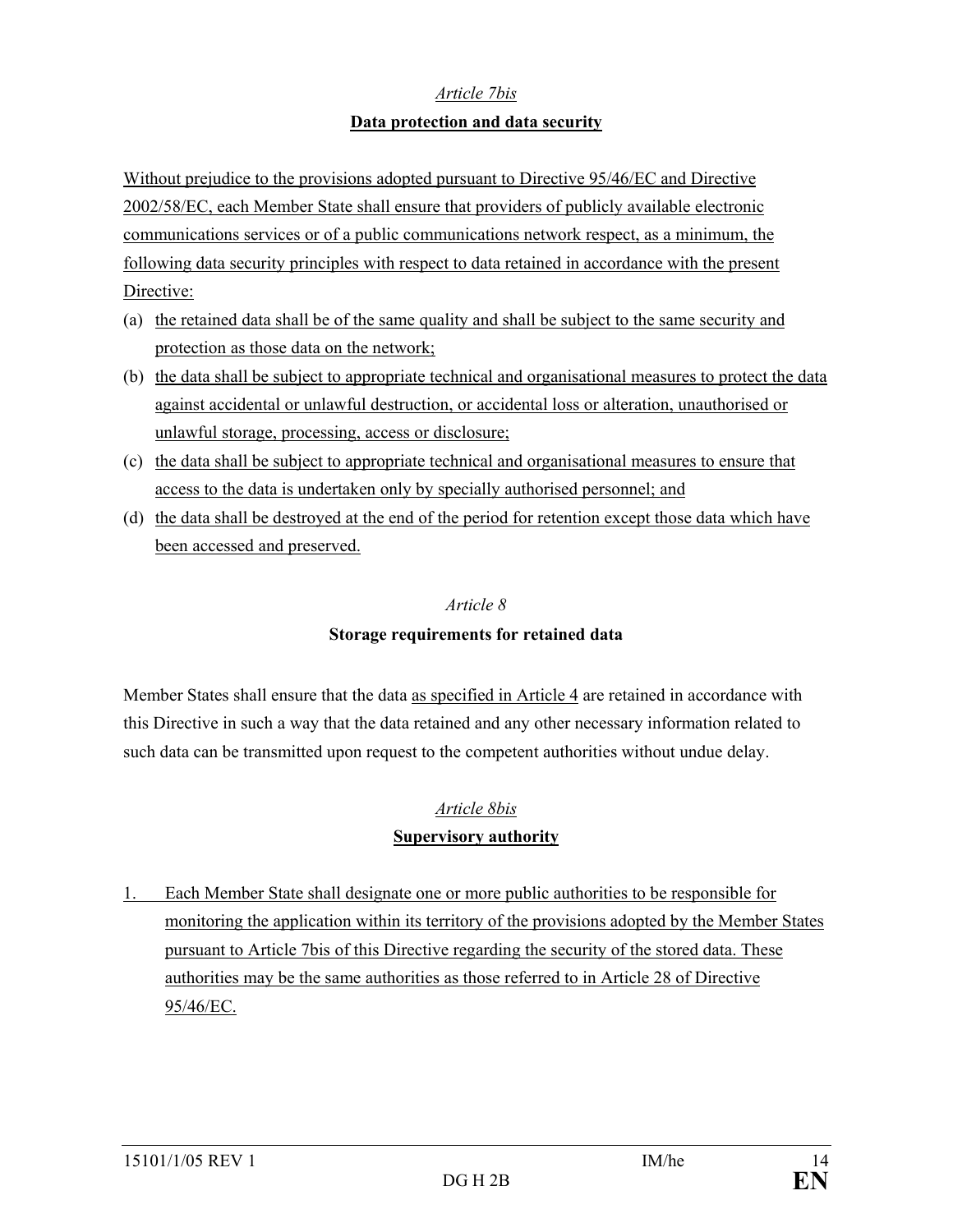*Article 7bis*

**Data protection and data security**

Without prejudice to the provisions adopted pursuant to Directive 95/46/EC and Directive 2002/58/EC, each Member State shall ensure that providers of publicly available electronic communications services or of a public communications network respect, as a minimum, the following data security principles with respect to data retained in accordance with the present Directive:

(a) the retained data shall be of the same quality and shall be subject to the same security and protection as those data on the network;

(b) the data shall be subject to appropriate technical and organisational measures to protect the data against accidental or unlawful destruction, or accidental loss or alteration, unauthorised or unlawful storage, processing, access or disclosure;

(c) the data shall be subject to appropriate technical and organisational measures to ensure that access to the data is undertaken only by specially authorised personnel; and

(d) the data shall be destroyed at the end of the period for retention except those data which have been accessed and preserved.

*Article 8*

**Storage requirements for retained data**

Member States shall ensure that the data as specified in Article 4 are retained in accordance with this Directive in such a way that the data retained and any other necessary information related to such data can be transmitted upon request to the competent authorities without undue delay.

*Article 8bis*

**Supervisory authority**

1. Each Member State shall designate one or more public authorities to be responsible for monitoring the application within its territory of the provisions adopted by the Member States pursuant to Article 7bis of this Directive regarding the security of the stored data. These authorities may be the same authorities as those referred to in Article 28 of Directive 95/46/EC.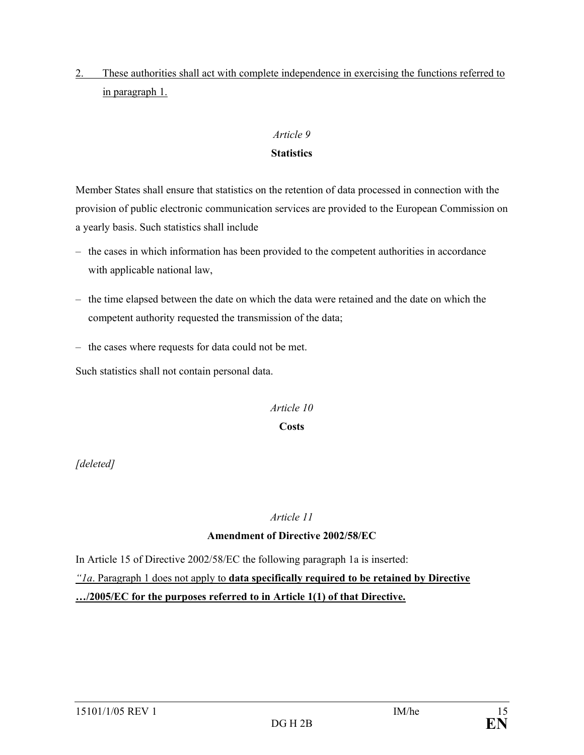2. These authorities shall act with complete independence in exercising the functions referred to in paragraph 1.

*Article 9*

**Statistics**

Member States shall ensure that statistics on the retention of data processed in connection with the provision of public electronic communication services are provided to the European Commission on a yearly basis. Such statistics shall include

- the cases in which information has been provided to the competent authorities in accordance with applicable national law,
- the time elapsed between the date on which the data were retained and the date on which the competent authority requested the transmission of the data;
- the cases where requests for data could not be met.

Such statistics shall not contain personal data.

*Article 10*

**Costs**

*[deleted]*

*Article 11*

**Amendment of Directive 2002/58/EC**

In Article 15 of Directive 2002/58/EC the following paragraph 1a is inserted:

*"1a*. Paragraph 1 does not apply to **data specifically required to be retained by Directive …/2005/EC for the purposes referred to in Article 1(1) of that Directive.**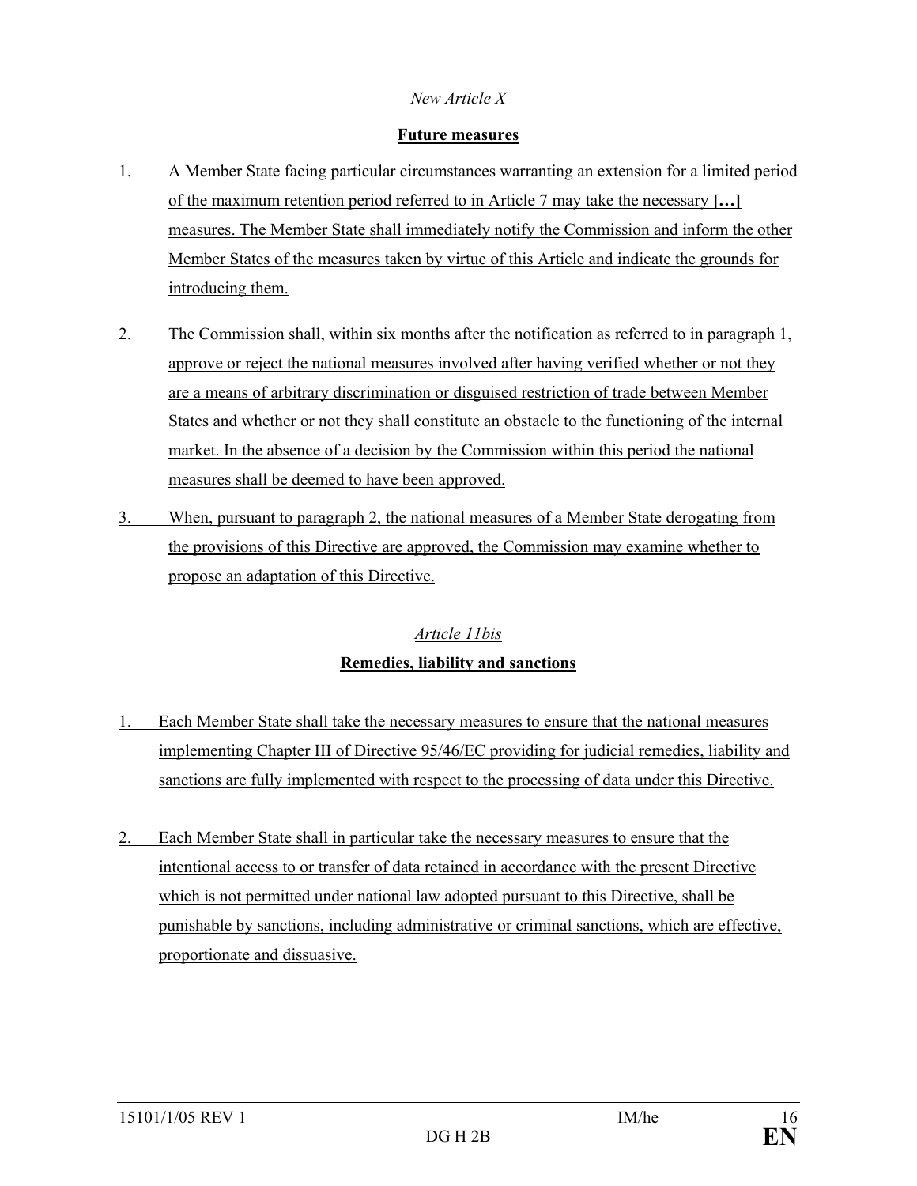*New Article X*

**Future measures**

1. A Member State facing particular circumstances warranting an extension for a limited period of the maximum retention period referred to in Article 7 may take the necessary **[…]** measures. The Member State shall immediately notify the Commission and inform the other Member States of the measures taken by virtue of this Article and indicate the grounds for introducing them.

2. The Commission shall, within six months after the notification as referred to in paragraph 1, approve or reject the national measures involved after having verified whether or not they are a means of arbitrary discrimination or disguised restriction of trade between Member States and whether or not they shall constitute an obstacle to the functioning of the internal market. In the absence of a decision by the Commission within this period the national measures shall be deemed to have been approved.

3. When, pursuant to paragraph 2, the national measures of a Member State derogating from the provisions of this Directive are approved, the Commission may examine whether to propose an adaptation of this Directive.

*Article 11bis*

**Remedies, liability and sanctions**

1. Each Member State shall take the necessary measures to ensure that the national measures implementing Chapter III of Directive 95/46/EC providing for judicial remedies, liability and sanctions are fully implemented with respect to the processing of data under this Directive.

2. Each Member State shall in particular take the necessary measures to ensure that the intentional access to or transfer of data retained in accordance with the present Directive which is not permitted under national law adopted pursuant to this Directive, shall be punishable by sanctions, including administrative or criminal sanctions, which are effective, proportionate and dissuasive.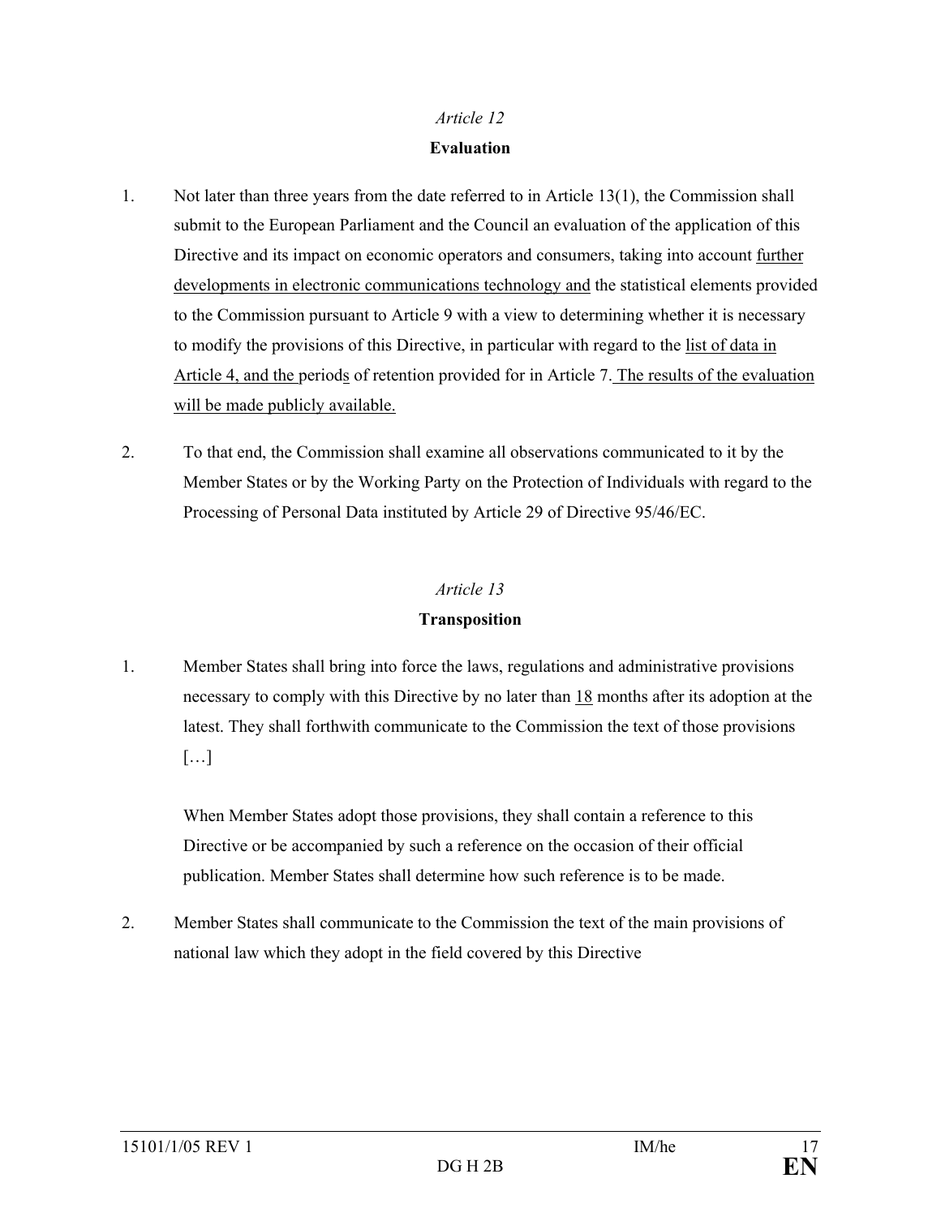*Article 12*

**Evaluation**

1. Not later than three years from the date referred to in Article 13(1), the Commission shall submit to the European Parliament and the Council an evaluation of the application of this Directive and its impact on economic operators and consumers, taking into account <u>further developments in electronic communications technology and</u> the statistical elements provided to the Commission pursuant to Article 9 with a view to determining whether it is necessary to modify the provisions of this Directive, in particular with regard to the <u>list of data in Article 4, and the</u> period<u>s</u> of retention provided for in Article 7. <u>The results of the evaluation will be made publicly available.</u>

2. To that end, the Commission shall examine all observations communicated to it by the Member States or by the Working Party on the Protection of Individuals with regard to the Processing of Personal Data instituted by Article 29 of Directive 95/46/EC.

*Article 13*

**Transposition**

1. Member States shall bring into force the laws, regulations and administrative provisions necessary to comply with this Directive by no later than <u>18</u> months after its adoption at the latest. They shall forthwith communicate to the Commission the text of those provisions […]

   When Member States adopt those provisions, they shall contain a reference to this Directive or be accompanied by such a reference on the occasion of their official publication. Member States shall determine how such reference is to be made.

2. Member States shall communicate to the Commission the text of the main provisions of national law which they adopt in the field covered by this Directive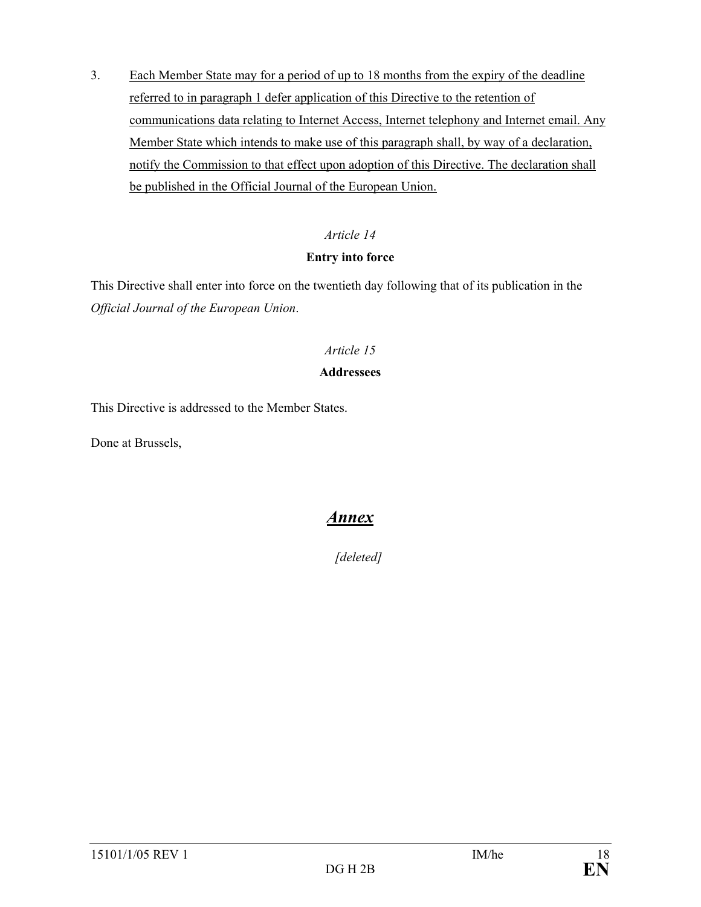3. Each Member State may for a period of up to 18 months from the expiry of the deadline referred to in paragraph 1 defer application of this Directive to the retention of communications data relating to Internet Access, Internet telephony and Internet email. Any Member State which intends to make use of this paragraph shall, by way of a declaration, notify the Commission to that effect upon adoption of this Directive. The declaration shall be published in the Official Journal of the European Union.

*Article 14*

**Entry into force**

This Directive shall enter into force on the twentieth day following that of its publication in the *Official Journal of the European Union*.

*Article 15*

**Addressees**

This Directive is addressed to the Member States.

Done at Brussels,

# ***Annex***

*[deleted]*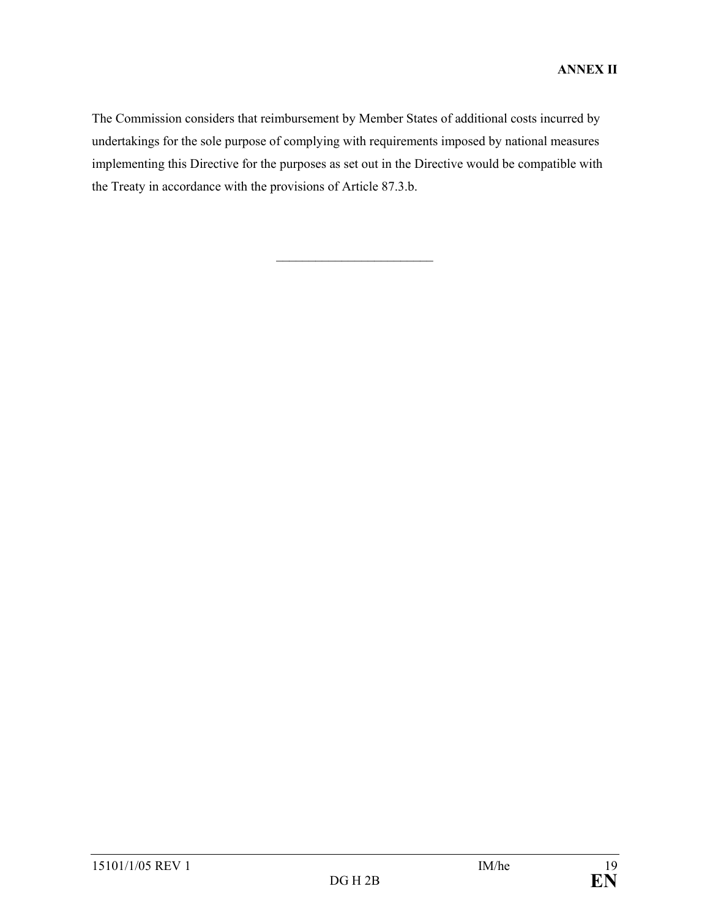**ANNEX II**

The Commission considers that reimbursement by Member States of additional costs incurred by undertakings for the sole purpose of complying with requirements imposed by national measures implementing this Directive for the purposes as set out in the Directive would be compatible with the Treaty in accordance with the provisions of Article 87.3.b.

________________________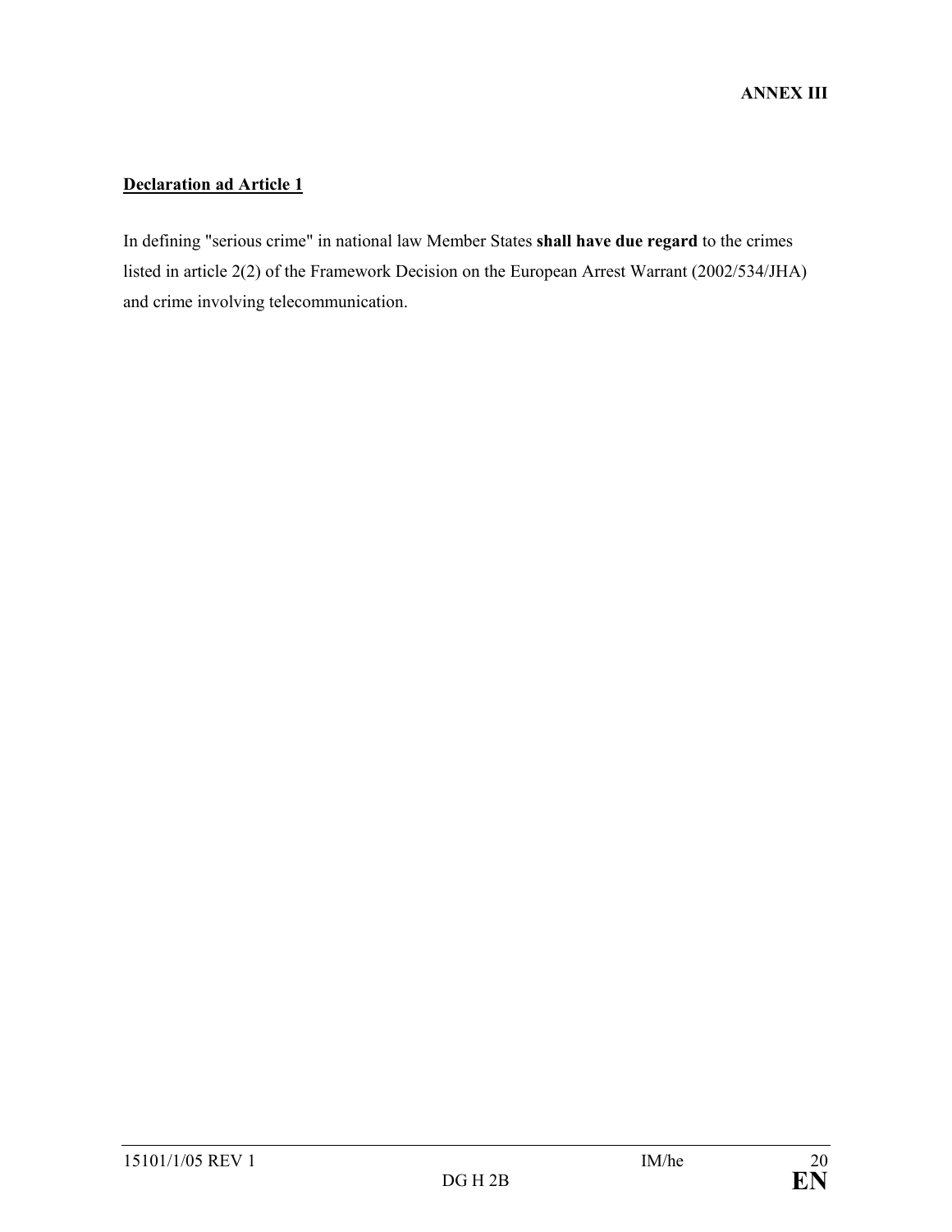**ANNEX III**

**Declaration ad Article 1**

In defining "serious crime" in national law Member States **shall have due regard** to the crimes listed in article 2(2) of the Framework Decision on the European Arrest Warrant (2002/534/JHA) and crime involving telecommunication.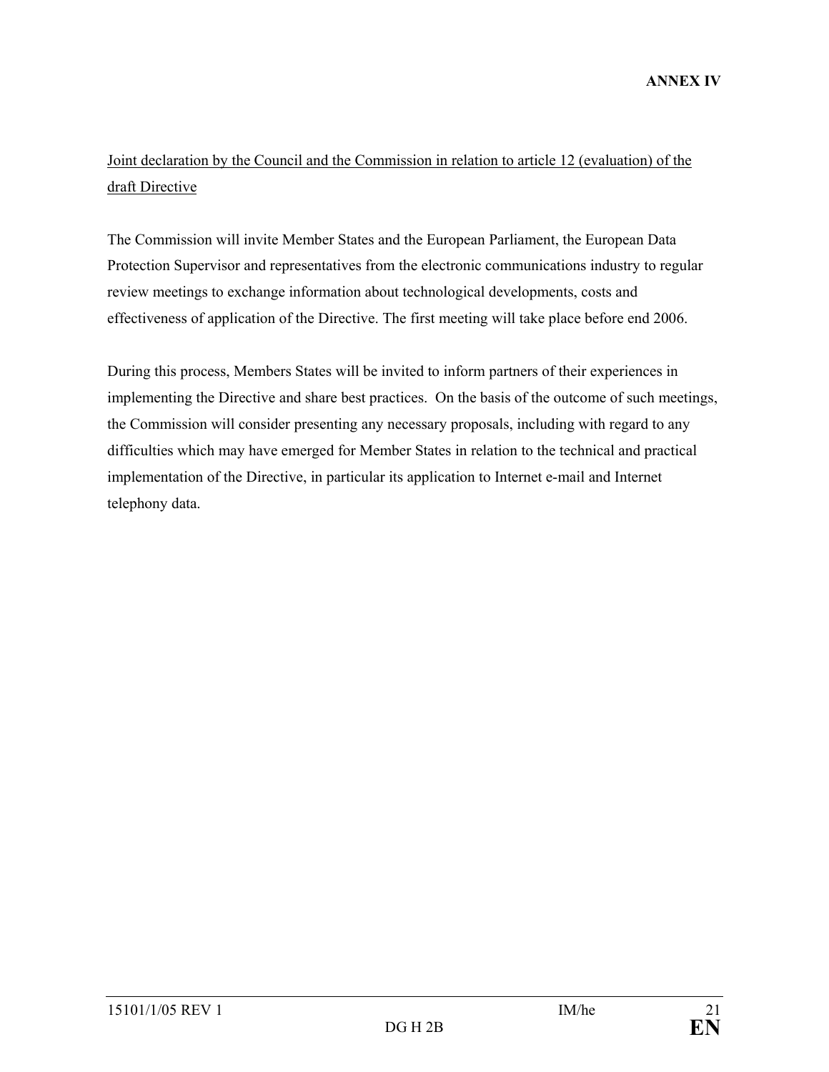**ANNEX IV**

Joint declaration by the Council and the Commission in relation to article 12 (evaluation) of the draft Directive

The Commission will invite Member States and the European Parliament, the European Data Protection Supervisor and representatives from the electronic communications industry to regular review meetings to exchange information about technological developments, costs and effectiveness of application of the Directive. The first meeting will take place before end 2006.

During this process, Members States will be invited to inform partners of their experiences in implementing the Directive and share best practices. On the basis of the outcome of such meetings, the Commission will consider presenting any necessary proposals, including with regard to any difficulties which may have emerged for Member States in relation to the technical and practical implementation of the Directive, in particular its application to Internet e-mail and Internet telephony data.